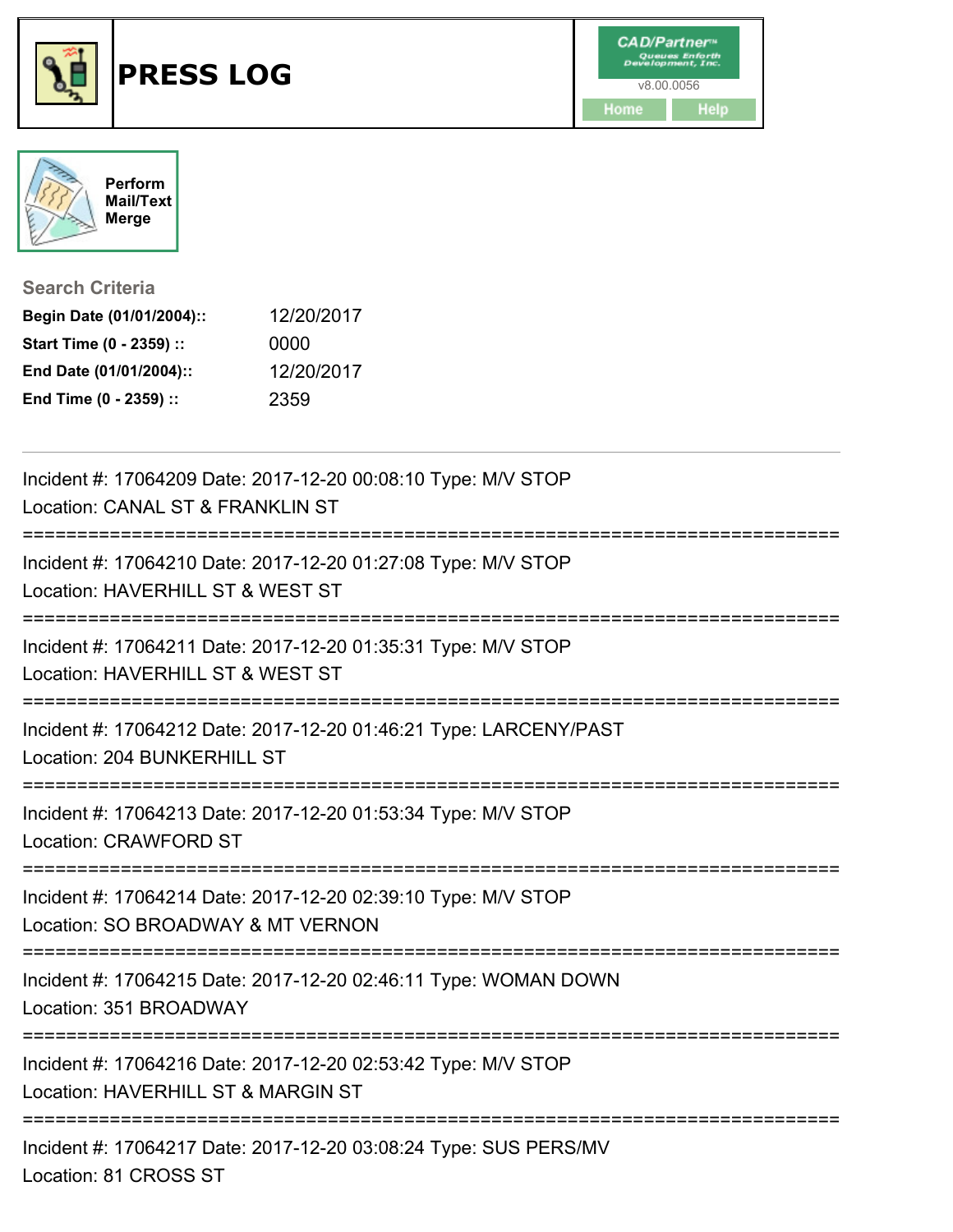# PRESS LOG

CAD/Partner
v8.00.0056
Home Help

Perform Mail/Text Merge

## Search Criteria

**Begin Date (01/01/2004)::** 12/20/2017
**Start Time (0 - 2359) ::** 0000
**End Date (01/01/2004)::** 12/20/2017
**End Time (0 - 2359) ::** 2359

---

Incident #: 17064209 Date: 2017-12-20 00:08:10 Type: M/V STOP
Location: CANAL ST & FRANKLIN ST

===========================================================================

Incident #: 17064210 Date: 2017-12-20 01:27:08 Type: M/V STOP
Location: HAVERHILL ST & WEST ST

===========================================================================

Incident #: 17064211 Date: 2017-12-20 01:35:31 Type: M/V STOP
Location: HAVERHILL ST & WEST ST

===========================================================================

Incident #: 17064212 Date: 2017-12-20 01:46:21 Type: LARCENY/PAST
Location: 204 BUNKERHILL ST

===========================================================================

Incident #: 17064213 Date: 2017-12-20 01:53:34 Type: M/V STOP
Location: CRAWFORD ST

===========================================================================

Incident #: 17064214 Date: 2017-12-20 02:39:10 Type: M/V STOP
Location: SO BROADWAY & MT VERNON

===========================================================================

Incident #: 17064215 Date: 2017-12-20 02:46:11 Type: WOMAN DOWN
Location: 351 BROADWAY

===========================================================================

Incident #: 17064216 Date: 2017-12-20 02:53:42 Type: M/V STOP
Location: HAVERHILL ST & MARGIN ST

===========================================================================

Incident #: 17064217 Date: 2017-12-20 03:08:24 Type: SUS PERS/MV
Location: 81 CROSS ST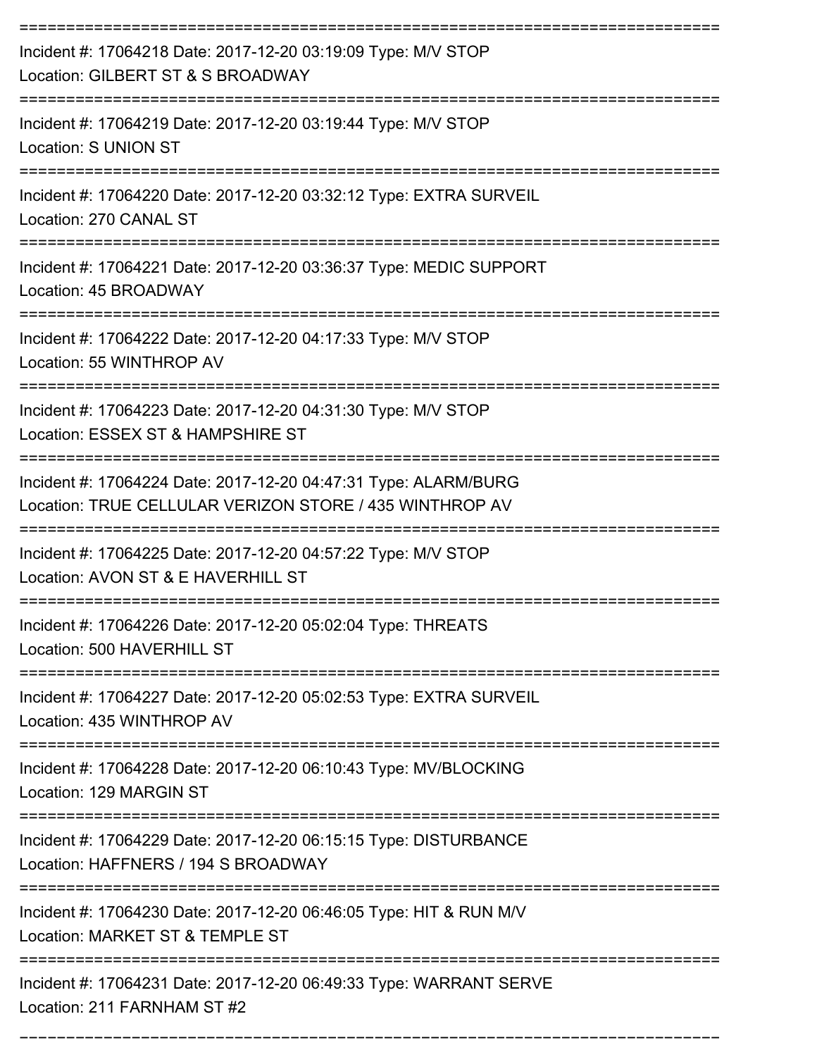Incident #: 17064218 Date: 2017-12-20 03:19:09 Type: M/V STOP
Location: GILBERT ST & S BROADWAY

---

Incident #: 17064219 Date: 2017-12-20 03:19:44 Type: M/V STOP
Location: S UNION ST

---

Incident #: 17064220 Date: 2017-12-20 03:32:12 Type: EXTRA SURVEIL
Location: 270 CANAL ST

---

Incident #: 17064221 Date: 2017-12-20 03:36:37 Type: MEDIC SUPPORT
Location: 45 BROADWAY

---

Incident #: 17064222 Date: 2017-12-20 04:17:33 Type: M/V STOP
Location: 55 WINTHROP AV

---

Incident #: 17064223 Date: 2017-12-20 04:31:30 Type: M/V STOP
Location: ESSEX ST & HAMPSHIRE ST

---

Incident #: 17064224 Date: 2017-12-20 04:47:31 Type: ALARM/BURG
Location: TRUE CELLULAR VERIZON STORE / 435 WINTHROP AV

---

Incident #: 17064225 Date: 2017-12-20 04:57:22 Type: M/V STOP
Location: AVON ST & E HAVERHILL ST

---

Incident #: 17064226 Date: 2017-12-20 05:02:04 Type: THREATS
Location: 500 HAVERHILL ST

---

Incident #: 17064227 Date: 2017-12-20 05:02:53 Type: EXTRA SURVEIL
Location: 435 WINTHROP AV

---

Incident #: 17064228 Date: 2017-12-20 06:10:43 Type: MV/BLOCKING
Location: 129 MARGIN ST

---

Incident #: 17064229 Date: 2017-12-20 06:15:15 Type: DISTURBANCE
Location: HAFFNERS / 194 S BROADWAY

---

Incident #: 17064230 Date: 2017-12-20 06:46:05 Type: HIT & RUN M/V
Location: MARKET ST & TEMPLE ST

---

Incident #: 17064231 Date: 2017-12-20 06:49:33 Type: WARRANT SERVE
Location: 211 FARNHAM ST #2

---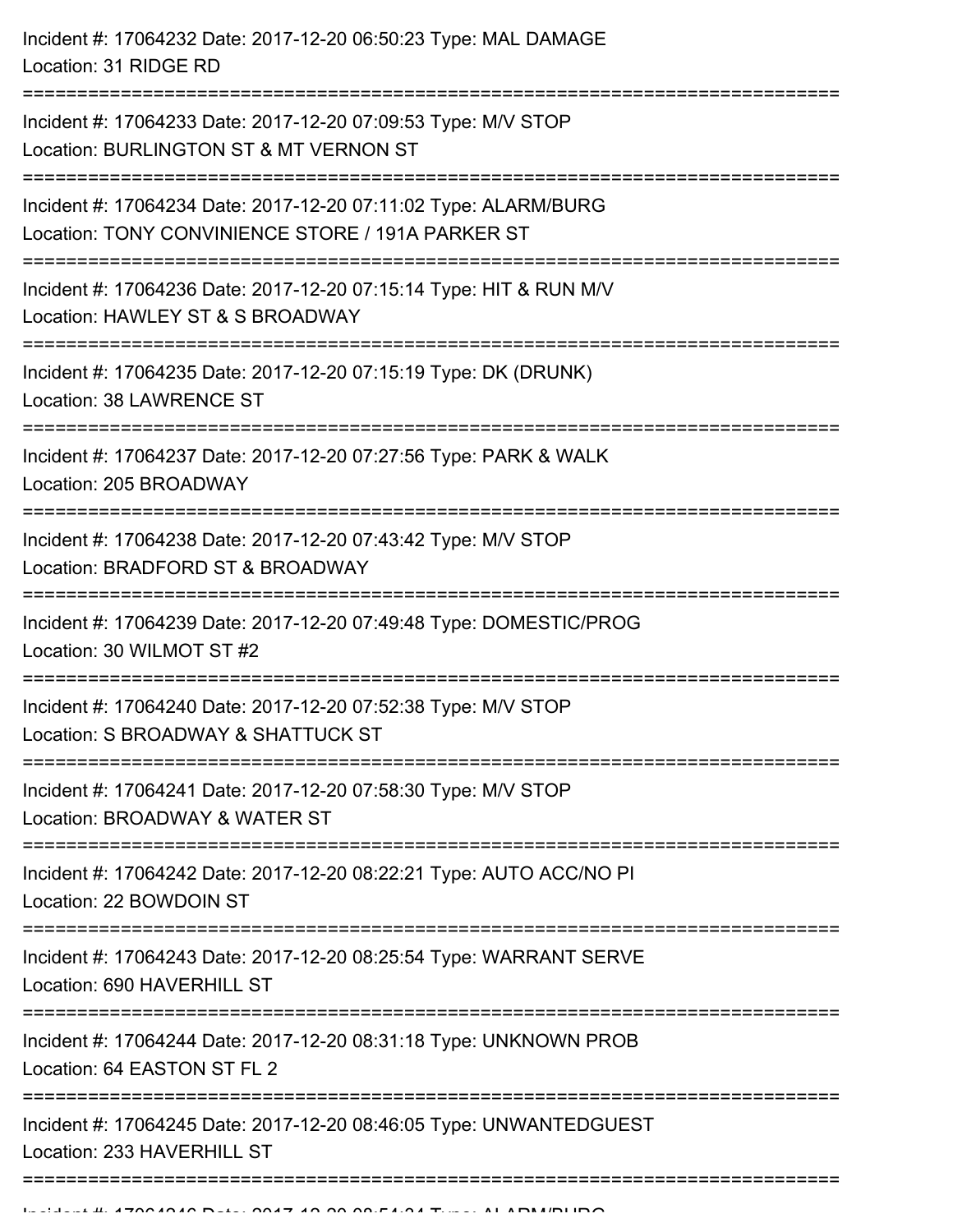Incident #: 17064232 Date: 2017-12-20 06:50:23 Type: MAL DAMAGE
Location: 31 RIDGE RD

===========================================================================

Incident #: 17064233 Date: 2017-12-20 07:09:53 Type: M/V STOP
Location: BURLINGTON ST & MT VERNON ST

===========================================================================

Incident #: 17064234 Date: 2017-12-20 07:11:02 Type: ALARM/BURG
Location: TONY CONVINIENCE STORE / 191A PARKER ST

===========================================================================

Incident #: 17064236 Date: 2017-12-20 07:15:14 Type: HIT & RUN M/V
Location: HAWLEY ST & S BROADWAY

===========================================================================

Incident #: 17064235 Date: 2017-12-20 07:15:19 Type: DK (DRUNK)
Location: 38 LAWRENCE ST

===========================================================================

Incident #: 17064237 Date: 2017-12-20 07:27:56 Type: PARK & WALK
Location: 205 BROADWAY

===========================================================================

Incident #: 17064238 Date: 2017-12-20 07:43:42 Type: M/V STOP
Location: BRADFORD ST & BROADWAY

===========================================================================

Incident #: 17064239 Date: 2017-12-20 07:49:48 Type: DOMESTIC/PROG
Location: 30 WILMOT ST #2

===========================================================================

Incident #: 17064240 Date: 2017-12-20 07:52:38 Type: M/V STOP
Location: S BROADWAY & SHATTUCK ST

===========================================================================

Incident #: 17064241 Date: 2017-12-20 07:58:30 Type: M/V STOP
Location: BROADWAY & WATER ST

===========================================================================

Incident #: 17064242 Date: 2017-12-20 08:22:21 Type: AUTO ACC/NO PI
Location: 22 BOWDOIN ST

===========================================================================

Incident #: 17064243 Date: 2017-12-20 08:25:54 Type: WARRANT SERVE
Location: 690 HAVERHILL ST

===========================================================================

Incident #: 17064244 Date: 2017-12-20 08:31:18 Type: UNKNOWN PROB
Location: 64 EASTON ST FL 2

===========================================================================

Incident #: 17064245 Date: 2017-12-20 08:46:05 Type: UNWANTEDGUEST
Location: 233 HAVERHILL ST

===========================================================================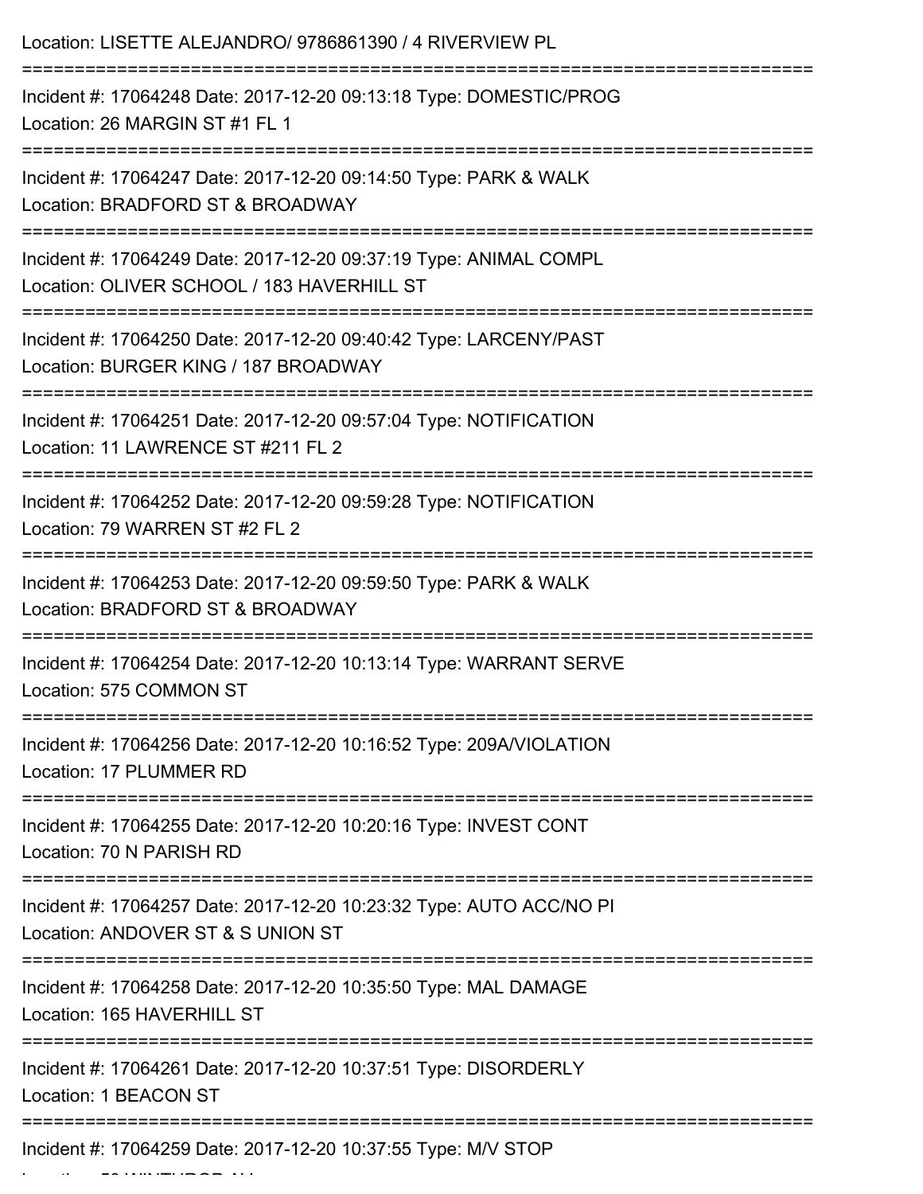Location: LISETTE ALEJANDRO/ 9786861390 / 4 RIVERVIEW PL

===========================================================================

Incident #: 17064248 Date: 2017-12-20 09:13:18 Type: DOMESTIC/PROG
Location: 26 MARGIN ST #1 FL 1

===========================================================================

Incident #: 17064247 Date: 2017-12-20 09:14:50 Type: PARK & WALK
Location: BRADFORD ST & BROADWAY

===========================================================================

Incident #: 17064249 Date: 2017-12-20 09:37:19 Type: ANIMAL COMPL
Location: OLIVER SCHOOL / 183 HAVERHILL ST

===========================================================================

Incident #: 17064250 Date: 2017-12-20 09:40:42 Type: LARCENY/PAST
Location: BURGER KING / 187 BROADWAY

===========================================================================

Incident #: 17064251 Date: 2017-12-20 09:57:04 Type: NOTIFICATION
Location: 11 LAWRENCE ST #211 FL 2

===========================================================================

Incident #: 17064252 Date: 2017-12-20 09:59:28 Type: NOTIFICATION
Location: 79 WARREN ST #2 FL 2

===========================================================================

Incident #: 17064253 Date: 2017-12-20 09:59:50 Type: PARK & WALK
Location: BRADFORD ST & BROADWAY

===========================================================================

Incident #: 17064254 Date: 2017-12-20 10:13:14 Type: WARRANT SERVE
Location: 575 COMMON ST

===========================================================================

Incident #: 17064256 Date: 2017-12-20 10:16:52 Type: 209A/VIOLATION
Location: 17 PLUMMER RD

===========================================================================

Incident #: 17064255 Date: 2017-12-20 10:20:16 Type: INVEST CONT
Location: 70 N PARISH RD

===========================================================================

Incident #: 17064257 Date: 2017-12-20 10:23:32 Type: AUTO ACC/NO PI
Location: ANDOVER ST & S UNION ST

===========================================================================

Incident #: 17064258 Date: 2017-12-20 10:35:50 Type: MAL DAMAGE
Location: 165 HAVERHILL ST

===========================================================================

Incident #: 17064261 Date: 2017-12-20 10:37:51 Type: DISORDERLY
Location: 1 BEACON ST

===========================================================================

Incident #: 17064259 Date: 2017-12-20 10:37:55 Type: M/V STOP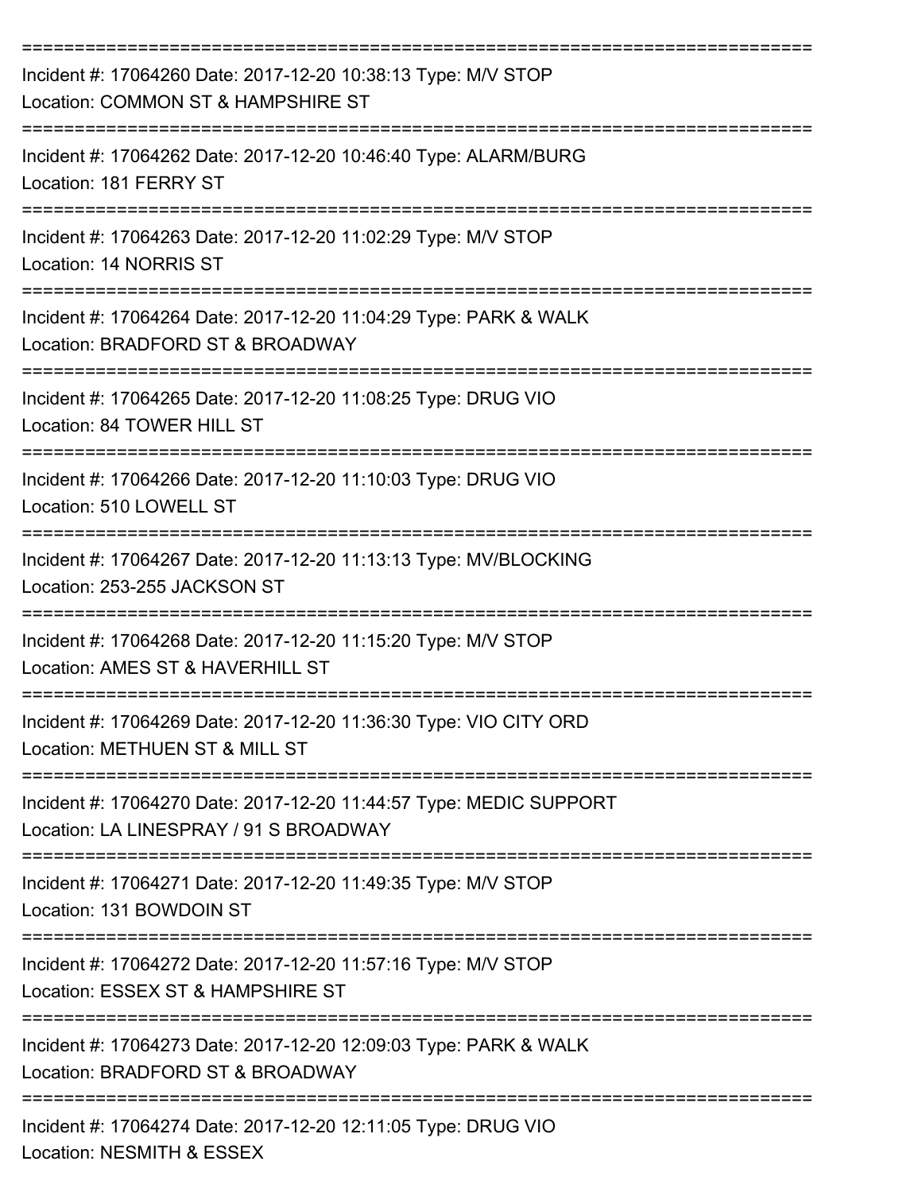===========================================================================
Incident #: 17064260 Date: 2017-12-20 10:38:13 Type: M/V STOP
Location: COMMON ST & HAMPSHIRE ST
===========================================================================
Incident #: 17064262 Date: 2017-12-20 10:46:40 Type: ALARM/BURG
Location: 181 FERRY ST
===========================================================================
Incident #: 17064263 Date: 2017-12-20 11:02:29 Type: M/V STOP
Location: 14 NORRIS ST
===========================================================================
Incident #: 17064264 Date: 2017-12-20 11:04:29 Type: PARK & WALK
Location: BRADFORD ST & BROADWAY
===========================================================================
Incident #: 17064265 Date: 2017-12-20 11:08:25 Type: DRUG VIO
Location: 84 TOWER HILL ST
===========================================================================
Incident #: 17064266 Date: 2017-12-20 11:10:03 Type: DRUG VIO
Location: 510 LOWELL ST
===========================================================================
Incident #: 17064267 Date: 2017-12-20 11:13:13 Type: MV/BLOCKING
Location: 253-255 JACKSON ST
===========================================================================
Incident #: 17064268 Date: 2017-12-20 11:15:20 Type: M/V STOP
Location: AMES ST & HAVERHILL ST
===========================================================================
Incident #: 17064269 Date: 2017-12-20 11:36:30 Type: VIO CITY ORD
Location: METHUEN ST & MILL ST
===========================================================================
Incident #: 17064270 Date: 2017-12-20 11:44:57 Type: MEDIC SUPPORT
Location: LA LINESPRAY / 91 S BROADWAY
===========================================================================
Incident #: 17064271 Date: 2017-12-20 11:49:35 Type: M/V STOP
Location: 131 BOWDOIN ST
===========================================================================
Incident #: 17064272 Date: 2017-12-20 11:57:16 Type: M/V STOP
Location: ESSEX ST & HAMPSHIRE ST
===========================================================================
Incident #: 17064273 Date: 2017-12-20 12:09:03 Type: PARK & WALK
Location: BRADFORD ST & BROADWAY
===========================================================================
Incident #: 17064274 Date: 2017-12-20 12:11:05 Type: DRUG VIO
Location: NESMITH & ESSEX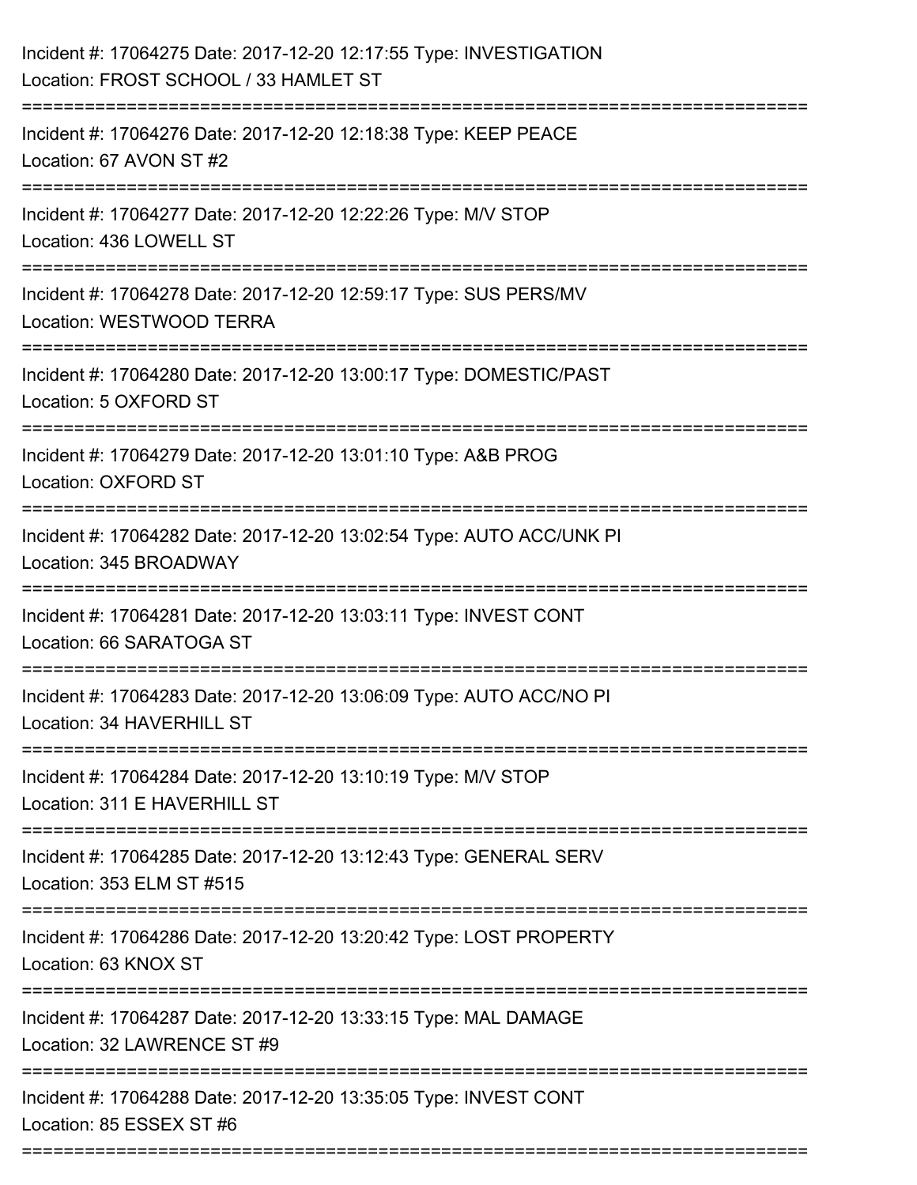Incident #: 17064275 Date: 2017-12-20 12:17:55 Type: INVESTIGATION
Location: FROST SCHOOL / 33 HAMLET ST

===========================================================================

Incident #: 17064276 Date: 2017-12-20 12:18:38 Type: KEEP PEACE
Location: 67 AVON ST #2

===========================================================================

Incident #: 17064277 Date: 2017-12-20 12:22:26 Type: M/V STOP
Location: 436 LOWELL ST

===========================================================================

Incident #: 17064278 Date: 2017-12-20 12:59:17 Type: SUS PERS/MV
Location: WESTWOOD TERRA

===========================================================================

Incident #: 17064280 Date: 2017-12-20 13:00:17 Type: DOMESTIC/PAST
Location: 5 OXFORD ST

===========================================================================

Incident #: 17064279 Date: 2017-12-20 13:01:10 Type: A&B PROG
Location: OXFORD ST

===========================================================================

Incident #: 17064282 Date: 2017-12-20 13:02:54 Type: AUTO ACC/UNK PI
Location: 345 BROADWAY

===========================================================================

Incident #: 17064281 Date: 2017-12-20 13:03:11 Type: INVEST CONT
Location: 66 SARATOGA ST

===========================================================================

Incident #: 17064283 Date: 2017-12-20 13:06:09 Type: AUTO ACC/NO PI
Location: 34 HAVERHILL ST

===========================================================================

Incident #: 17064284 Date: 2017-12-20 13:10:19 Type: M/V STOP
Location: 311 E HAVERHILL ST

===========================================================================

Incident #: 17064285 Date: 2017-12-20 13:12:43 Type: GENERAL SERV
Location: 353 ELM ST #515

===========================================================================

Incident #: 17064286 Date: 2017-12-20 13:20:42 Type: LOST PROPERTY
Location: 63 KNOX ST

===========================================================================

Incident #: 17064287 Date: 2017-12-20 13:33:15 Type: MAL DAMAGE
Location: 32 LAWRENCE ST #9

===========================================================================

Incident #: 17064288 Date: 2017-12-20 13:35:05 Type: INVEST CONT
Location: 85 ESSEX ST #6

===========================================================================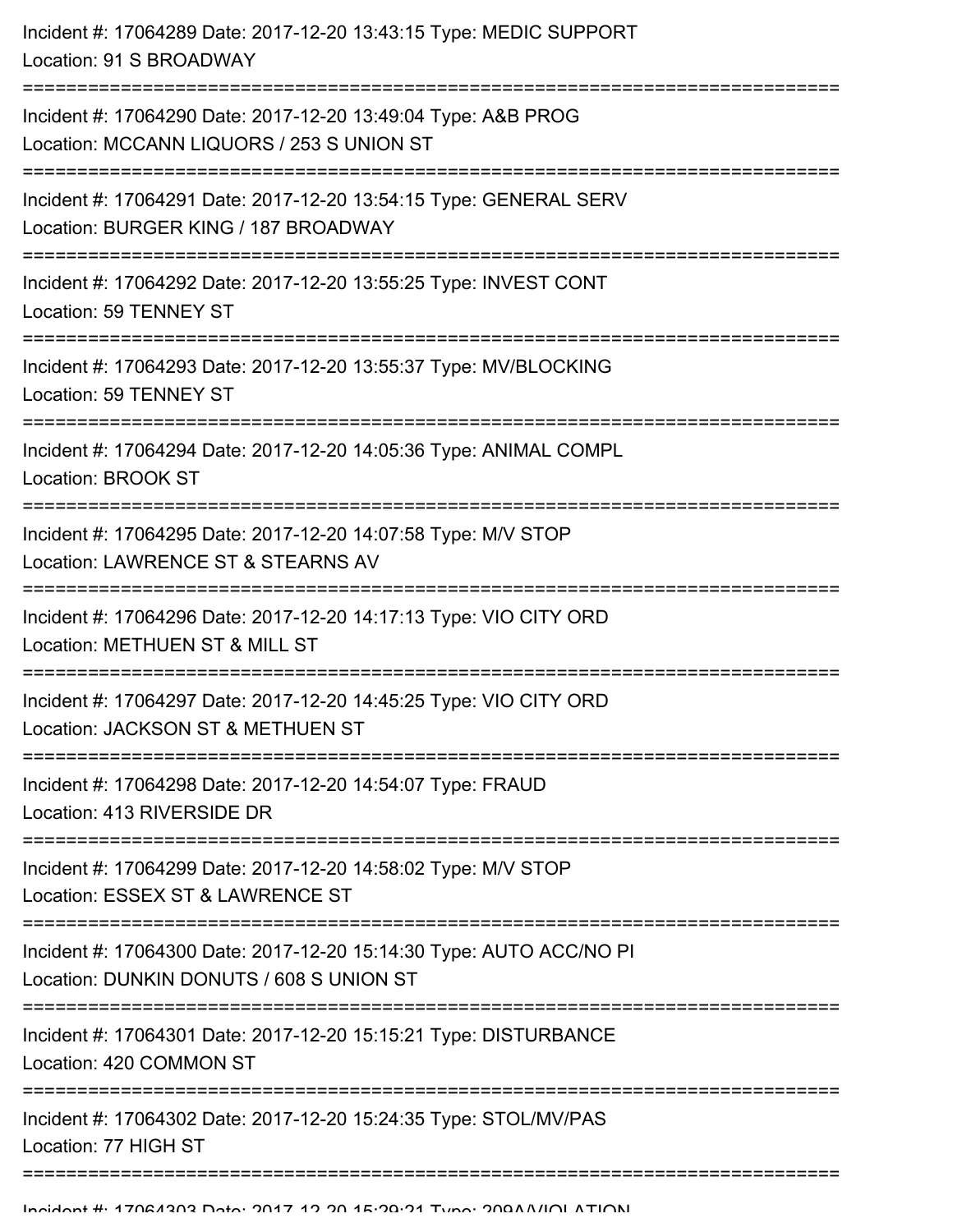Incident #: 17064289 Date: 2017-12-20 13:43:15 Type: MEDIC SUPPORT
Location: 91 S BROADWAY

===========================================================================

Incident #: 17064290 Date: 2017-12-20 13:49:04 Type: A&B PROG
Location: MCCANN LIQUORS / 253 S UNION ST

===========================================================================

Incident #: 17064291 Date: 2017-12-20 13:54:15 Type: GENERAL SERV
Location: BURGER KING / 187 BROADWAY

===========================================================================

Incident #: 17064292 Date: 2017-12-20 13:55:25 Type: INVEST CONT
Location: 59 TENNEY ST

===========================================================================

Incident #: 17064293 Date: 2017-12-20 13:55:37 Type: MV/BLOCKING
Location: 59 TENNEY ST

===========================================================================

Incident #: 17064294 Date: 2017-12-20 14:05:36 Type: ANIMAL COMPL
Location: BROOK ST

===========================================================================

Incident #: 17064295 Date: 2017-12-20 14:07:58 Type: M/V STOP
Location: LAWRENCE ST & STEARNS AV

===========================================================================

Incident #: 17064296 Date: 2017-12-20 14:17:13 Type: VIO CITY ORD
Location: METHUEN ST & MILL ST

===========================================================================

Incident #: 17064297 Date: 2017-12-20 14:45:25 Type: VIO CITY ORD
Location: JACKSON ST & METHUEN ST

===========================================================================

Incident #: 17064298 Date: 2017-12-20 14:54:07 Type: FRAUD
Location: 413 RIVERSIDE DR

===========================================================================

Incident #: 17064299 Date: 2017-12-20 14:58:02 Type: M/V STOP
Location: ESSEX ST & LAWRENCE ST

===========================================================================

Incident #: 17064300 Date: 2017-12-20 15:14:30 Type: AUTO ACC/NO PI
Location: DUNKIN DONUTS / 608 S UNION ST

===========================================================================

Incident #: 17064301 Date: 2017-12-20 15:15:21 Type: DISTURBANCE
Location: 420 COMMON ST

===========================================================================

Incident #: 17064302 Date: 2017-12-20 15:24:35 Type: STOL/MV/PAS
Location: 77 HIGH ST

===========================================================================

Incident #: 17064303 Date: 2017-12-20 15:29:21 Type: 209A/VIOLATION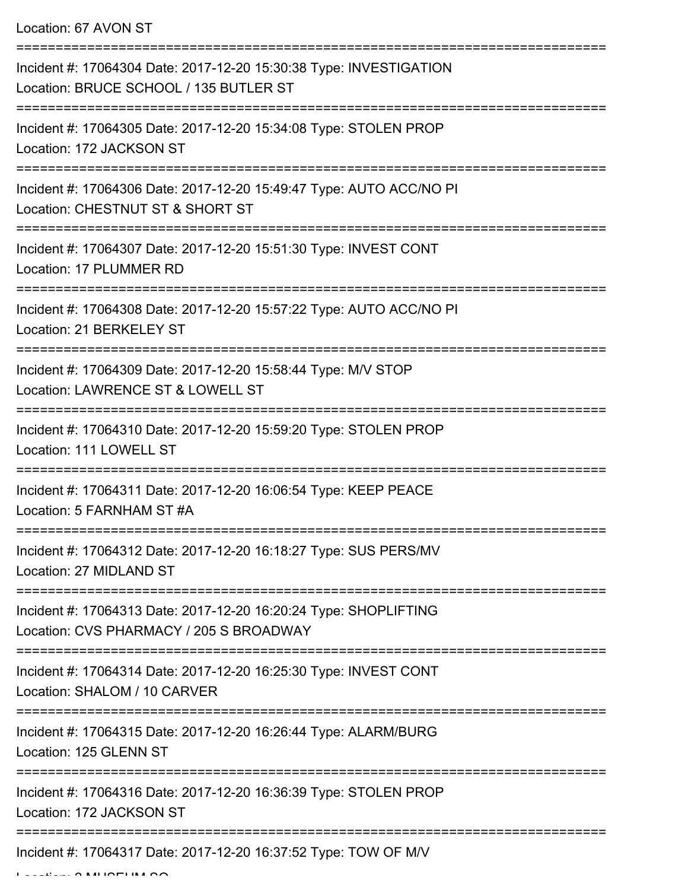Location: 67 AVON ST

===========================================================================

Incident #: 17064304 Date: 2017-12-20 15:30:38 Type: INVESTIGATION
Location: BRUCE SCHOOL / 135 BUTLER ST

===========================================================================

Incident #: 17064305 Date: 2017-12-20 15:34:08 Type: STOLEN PROP
Location: 172 JACKSON ST

===========================================================================

Incident #: 17064306 Date: 2017-12-20 15:49:47 Type: AUTO ACC/NO PI
Location: CHESTNUT ST & SHORT ST

===========================================================================

Incident #: 17064307 Date: 2017-12-20 15:51:30 Type: INVEST CONT
Location: 17 PLUMMER RD

===========================================================================

Incident #: 17064308 Date: 2017-12-20 15:57:22 Type: AUTO ACC/NO PI
Location: 21 BERKELEY ST

===========================================================================

Incident #: 17064309 Date: 2017-12-20 15:58:44 Type: M/V STOP
Location: LAWRENCE ST & LOWELL ST

===========================================================================

Incident #: 17064310 Date: 2017-12-20 15:59:20 Type: STOLEN PROP
Location: 111 LOWELL ST

===========================================================================

Incident #: 17064311 Date: 2017-12-20 16:06:54 Type: KEEP PEACE
Location: 5 FARNHAM ST #A

===========================================================================

Incident #: 17064312 Date: 2017-12-20 16:18:27 Type: SUS PERS/MV
Location: 27 MIDLAND ST

===========================================================================

Incident #: 17064313 Date: 2017-12-20 16:20:24 Type: SHOPLIFTING
Location: CVS PHARMACY / 205 S BROADWAY

===========================================================================

Incident #: 17064314 Date: 2017-12-20 16:25:30 Type: INVEST CONT
Location: SHALOM / 10 CARVER

===========================================================================

Incident #: 17064315 Date: 2017-12-20 16:26:44 Type: ALARM/BURG
Location: 125 GLENN ST

===========================================================================

Incident #: 17064316 Date: 2017-12-20 16:36:39 Type: STOLEN PROP
Location: 172 JACKSON ST

===========================================================================

Incident #: 17064317 Date: 2017-12-20 16:37:52 Type: TOW OF M/V
Location: 2 MUSEUM SQ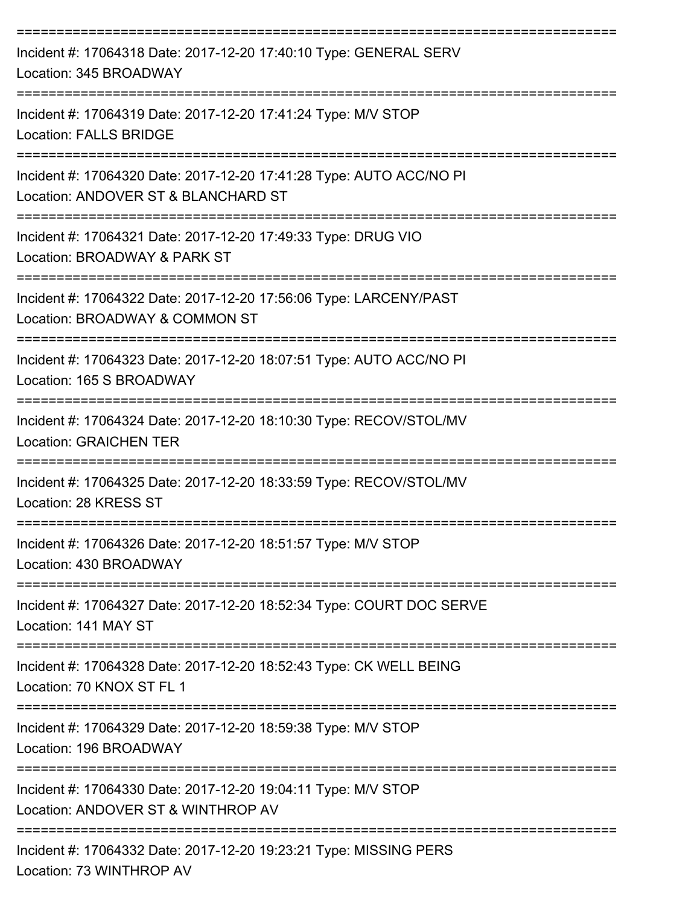===========================================================================
Incident #: 17064318 Date: 2017-12-20 17:40:10 Type: GENERAL SERV
Location: 345 BROADWAY
===========================================================================
Incident #: 17064319 Date: 2017-12-20 17:41:24 Type: M/V STOP
Location: FALLS BRIDGE
===========================================================================
Incident #: 17064320 Date: 2017-12-20 17:41:28 Type: AUTO ACC/NO PI
Location: ANDOVER ST & BLANCHARD ST
===========================================================================
Incident #: 17064321 Date: 2017-12-20 17:49:33 Type: DRUG VIO
Location: BROADWAY & PARK ST
===========================================================================
Incident #: 17064322 Date: 2017-12-20 17:56:06 Type: LARCENY/PAST
Location: BROADWAY & COMMON ST
===========================================================================
Incident #: 17064323 Date: 2017-12-20 18:07:51 Type: AUTO ACC/NO PI
Location: 165 S BROADWAY
===========================================================================
Incident #: 17064324 Date: 2017-12-20 18:10:30 Type: RECOV/STOL/MV
Location: GRAICHEN TER
===========================================================================
Incident #: 17064325 Date: 2017-12-20 18:33:59 Type: RECOV/STOL/MV
Location: 28 KRESS ST
===========================================================================
Incident #: 17064326 Date: 2017-12-20 18:51:57 Type: M/V STOP
Location: 430 BROADWAY
===========================================================================
Incident #: 17064327 Date: 2017-12-20 18:52:34 Type: COURT DOC SERVE
Location: 141 MAY ST
===========================================================================
Incident #: 17064328 Date: 2017-12-20 18:52:43 Type: CK WELL BEING
Location: 70 KNOX ST FL 1
===========================================================================
Incident #: 17064329 Date: 2017-12-20 18:59:38 Type: M/V STOP
Location: 196 BROADWAY
===========================================================================
Incident #: 17064330 Date: 2017-12-20 19:04:11 Type: M/V STOP
Location: ANDOVER ST & WINTHROP AV
===========================================================================
Incident #: 17064332 Date: 2017-12-20 19:23:21 Type: MISSING PERS
Location: 73 WINTHROP AV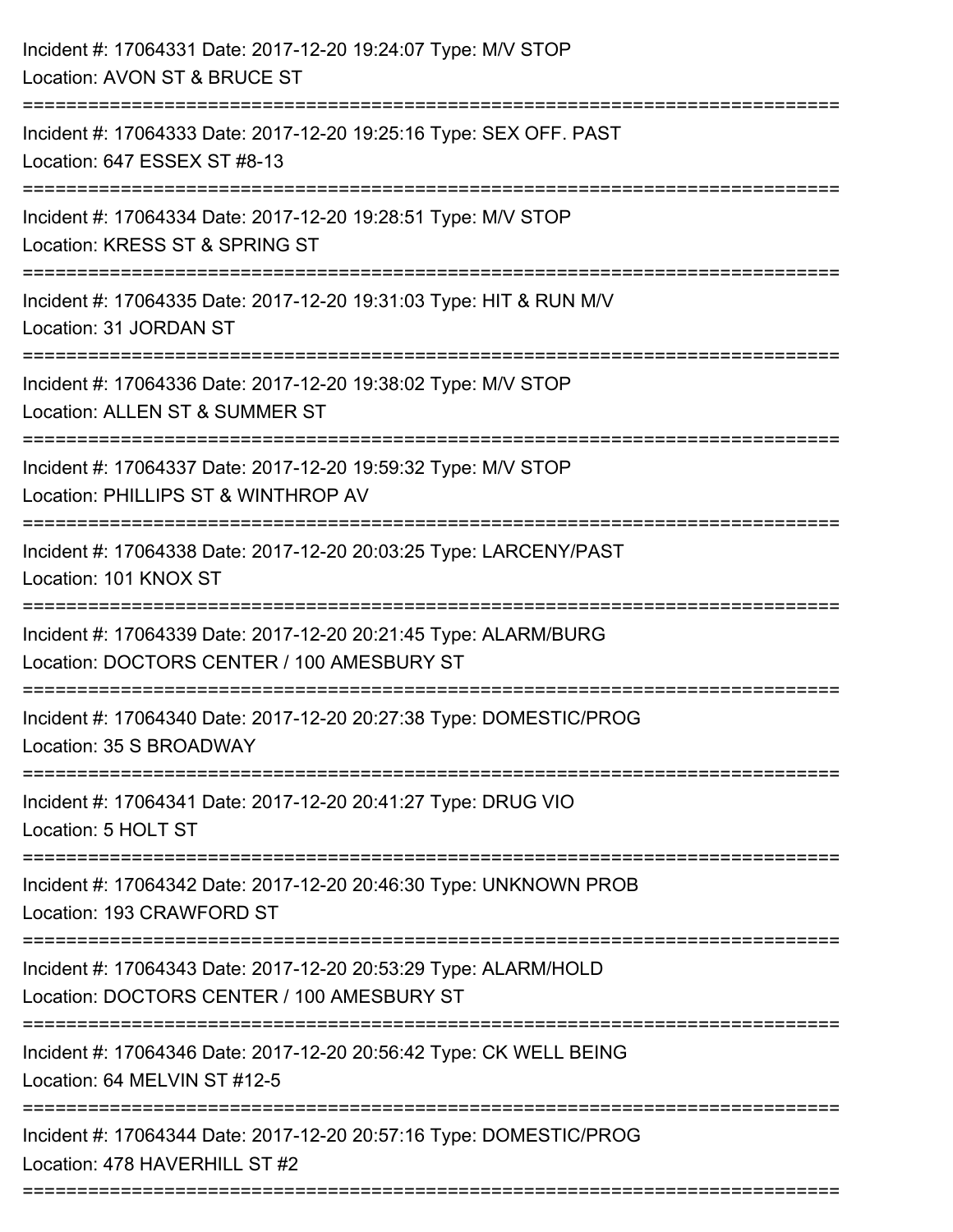Incident #: 17064331 Date: 2017-12-20 19:24:07 Type: M/V STOP
Location: AVON ST & BRUCE ST

===========================================================================

Incident #: 17064333 Date: 2017-12-20 19:25:16 Type: SEX OFF. PAST
Location: 647 ESSEX ST #8-13

===========================================================================

Incident #: 17064334 Date: 2017-12-20 19:28:51 Type: M/V STOP
Location: KRESS ST & SPRING ST

===========================================================================

Incident #: 17064335 Date: 2017-12-20 19:31:03 Type: HIT & RUN M/V
Location: 31 JORDAN ST

===========================================================================

Incident #: 17064336 Date: 2017-12-20 19:38:02 Type: M/V STOP
Location: ALLEN ST & SUMMER ST

===========================================================================

Incident #: 17064337 Date: 2017-12-20 19:59:32 Type: M/V STOP
Location: PHILLIPS ST & WINTHROP AV

===========================================================================

Incident #: 17064338 Date: 2017-12-20 20:03:25 Type: LARCENY/PAST
Location: 101 KNOX ST

===========================================================================

Incident #: 17064339 Date: 2017-12-20 20:21:45 Type: ALARM/BURG
Location: DOCTORS CENTER / 100 AMESBURY ST

===========================================================================

Incident #: 17064340 Date: 2017-12-20 20:27:38 Type: DOMESTIC/PROG
Location: 35 S BROADWAY

===========================================================================

Incident #: 17064341 Date: 2017-12-20 20:41:27 Type: DRUG VIO
Location: 5 HOLT ST

===========================================================================

Incident #: 17064342 Date: 2017-12-20 20:46:30 Type: UNKNOWN PROB
Location: 193 CRAWFORD ST

===========================================================================

Incident #: 17064343 Date: 2017-12-20 20:53:29 Type: ALARM/HOLD
Location: DOCTORS CENTER / 100 AMESBURY ST

===========================================================================

Incident #: 17064346 Date: 2017-12-20 20:56:42 Type: CK WELL BEING
Location: 64 MELVIN ST #12-5

===========================================================================

Incident #: 17064344 Date: 2017-12-20 20:57:16 Type: DOMESTIC/PROG
Location: 478 HAVERHILL ST #2

===========================================================================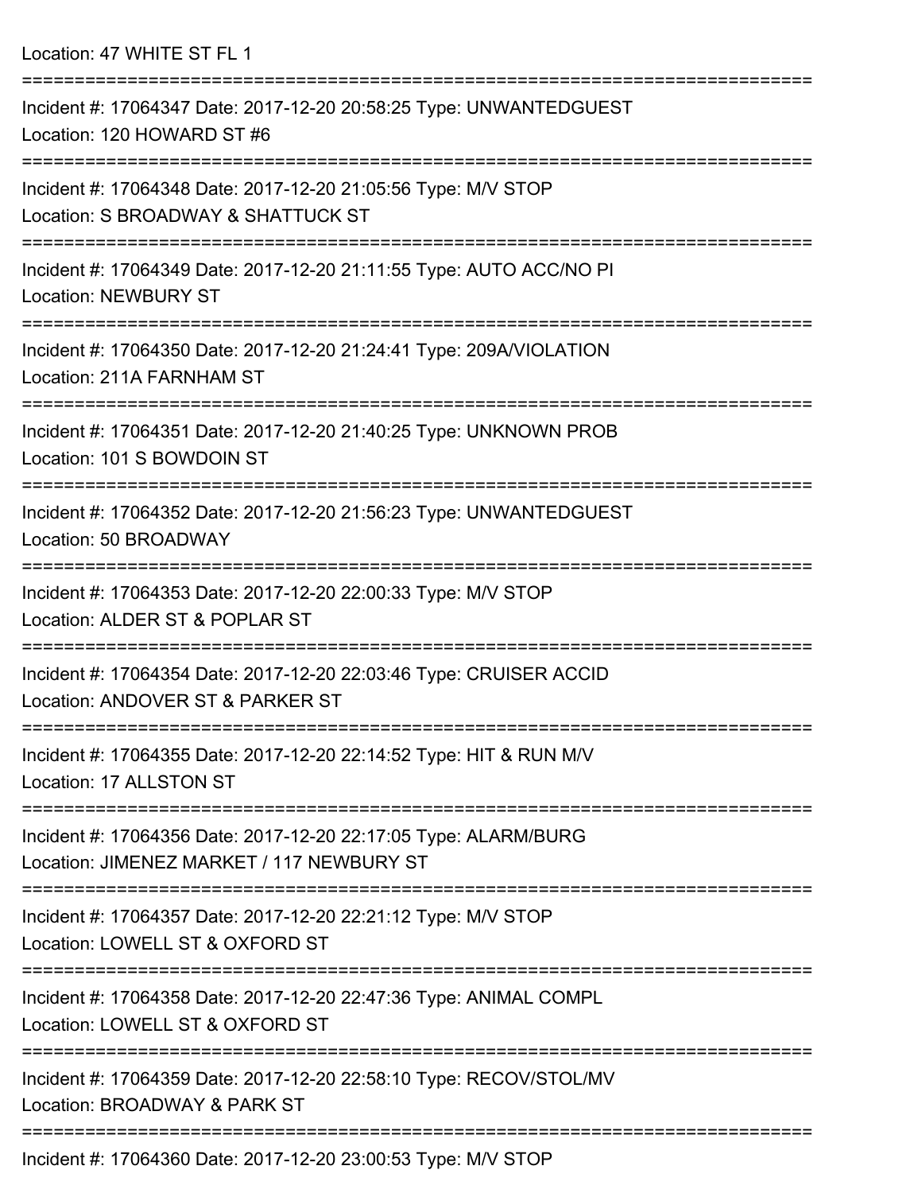Location: 47 WHITE ST FL 1

===========================================================================

Incident #: 17064347 Date: 2017-12-20 20:58:25 Type: UNWANTEDGUEST
Location: 120 HOWARD ST #6

===========================================================================

Incident #: 17064348 Date: 2017-12-20 21:05:56 Type: M/V STOP
Location: S BROADWAY & SHATTUCK ST

===========================================================================

Incident #: 17064349 Date: 2017-12-20 21:11:55 Type: AUTO ACC/NO PI
Location: NEWBURY ST

===========================================================================

Incident #: 17064350 Date: 2017-12-20 21:24:41 Type: 209A/VIOLATION
Location: 211A FARNHAM ST

===========================================================================

Incident #: 17064351 Date: 2017-12-20 21:40:25 Type: UNKNOWN PROB
Location: 101 S BOWDOIN ST

===========================================================================

Incident #: 17064352 Date: 2017-12-20 21:56:23 Type: UNWANTEDGUEST
Location: 50 BROADWAY

===========================================================================

Incident #: 17064353 Date: 2017-12-20 22:00:33 Type: M/V STOP
Location: ALDER ST & POPLAR ST

===========================================================================

Incident #: 17064354 Date: 2017-12-20 22:03:46 Type: CRUISER ACCID
Location: ANDOVER ST & PARKER ST

===========================================================================

Incident #: 17064355 Date: 2017-12-20 22:14:52 Type: HIT & RUN M/V
Location: 17 ALLSTON ST

===========================================================================

Incident #: 17064356 Date: 2017-12-20 22:17:05 Type: ALARM/BURG
Location: JIMENEZ MARKET / 117 NEWBURY ST

===========================================================================

Incident #: 17064357 Date: 2017-12-20 22:21:12 Type: M/V STOP
Location: LOWELL ST & OXFORD ST

===========================================================================

Incident #: 17064358 Date: 2017-12-20 22:47:36 Type: ANIMAL COMPL
Location: LOWELL ST & OXFORD ST

===========================================================================

Incident #: 17064359 Date: 2017-12-20 22:58:10 Type: RECOV/STOL/MV
Location: BROADWAY & PARK ST

===========================================================================

Incident #: 17064360 Date: 2017-12-20 23:00:53 Type: M/V STOP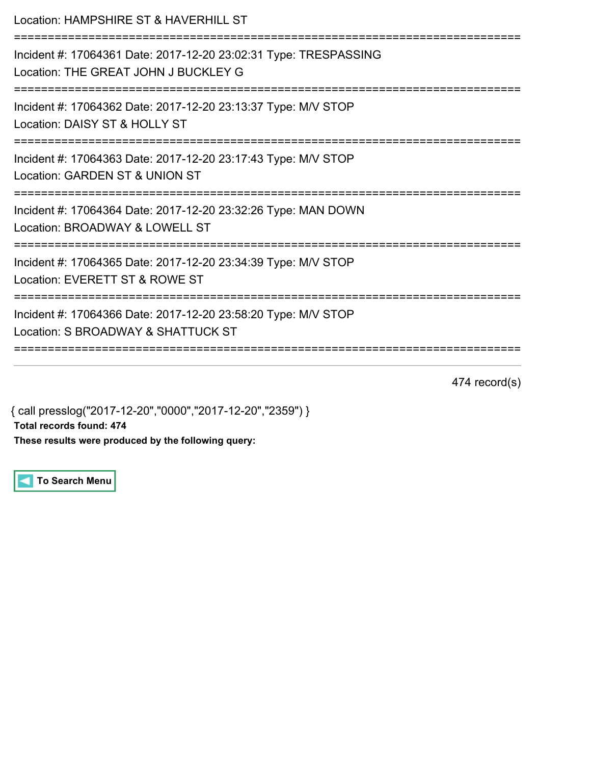Location: HAMPSHIRE ST & HAVERHILL ST

===========================================================================

Incident #: 17064361 Date: 2017-12-20 23:02:31 Type: TRESPASSING

Location: THE GREAT JOHN J BUCKLEY G

===========================================================================

Incident #: 17064362 Date: 2017-12-20 23:13:37 Type: M/V STOP

Location: DAISY ST & HOLLY ST

===========================================================================

Incident #: 17064363 Date: 2017-12-20 23:17:43 Type: M/V STOP

Location: GARDEN ST & UNION ST

===========================================================================

Incident #: 17064364 Date: 2017-12-20 23:32:26 Type: MAN DOWN

Location: BROADWAY & LOWELL ST

===========================================================================

Incident #: 17064365 Date: 2017-12-20 23:34:39 Type: M/V STOP

Location: EVERETT ST & ROWE ST

===========================================================================

Incident #: 17064366 Date: 2017-12-20 23:58:20 Type: M/V STOP

Location: S BROADWAY & SHATTUCK ST

===========================================================================

474 record(s)

{ call presslog("2017-12-20","0000","2017-12-20","2359") }

**Total records found: 474**

**These results were produced by the following query:**

**To Search Menu**